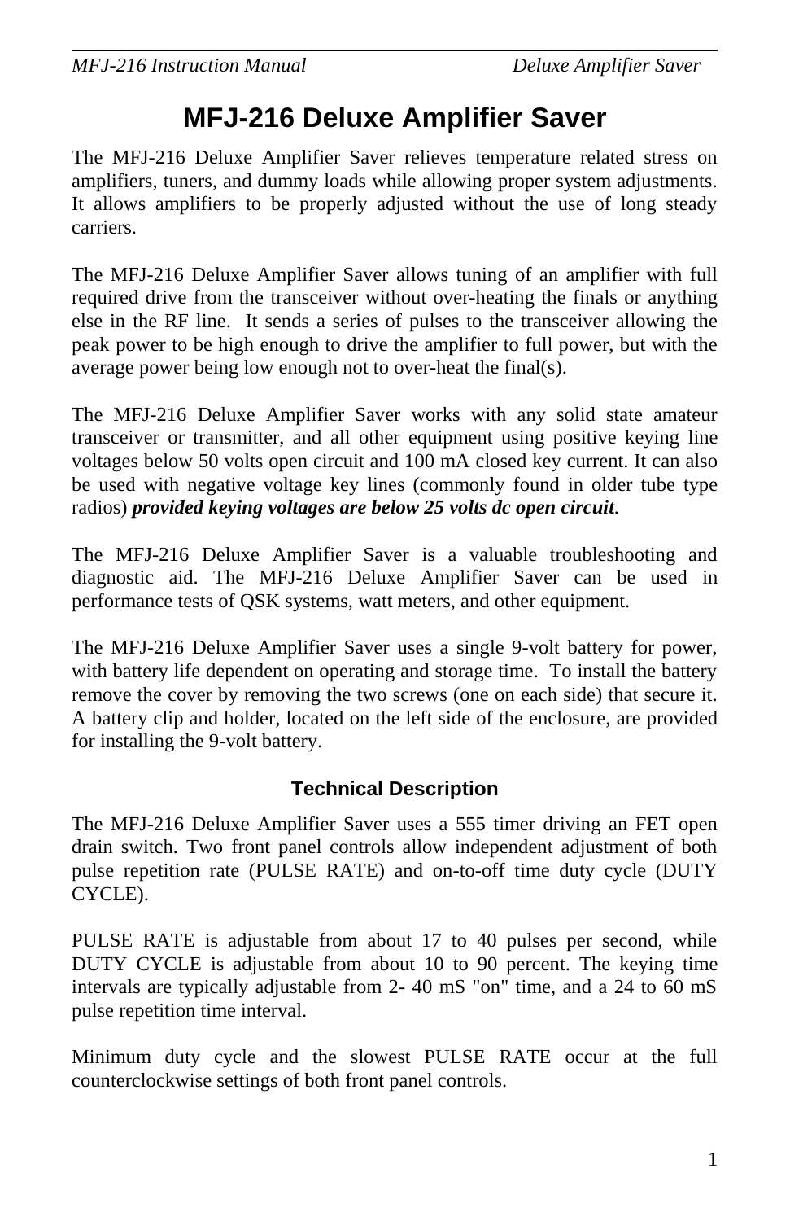# MFJ-216 Deluxe Amplifier Saver

The MFJ-216 Deluxe Amplifier Saver relieves temperature related stress on amplifiers, tuners, and dummy loads while allowing proper system adjustments. It allows amplifiers to be properly adjusted without the use of long steady carriers.

The MFJ-216 Deluxe Amplifier Saver allows tuning of an amplifier with full required drive from the transceiver without over-heating the finals or anything else in the RF line. It sends a series of pulses to the transceiver allowing the peak power to be high enough to drive the amplifier to full power, but with the average power being low enough not to over-heat the final(s).

The MFJ-216 Deluxe Amplifier Saver works with any solid state amateur transceiver or transmitter, and all other equipment using positive keying line voltages below 50 volts open circuit and 100 mA closed key current. It can also be used with negative voltage key lines (commonly found in older tube type radios) ***provided keying voltages are below 25 volts dc open circuit***.

The MFJ-216 Deluxe Amplifier Saver is a valuable troubleshooting and diagnostic aid. The MFJ-216 Deluxe Amplifier Saver can be used in performance tests of QSK systems, watt meters, and other equipment.

The MFJ-216 Deluxe Amplifier Saver uses a single 9-volt battery for power, with battery life dependent on operating and storage time. To install the battery remove the cover by removing the two screws (one on each side) that secure it. A battery clip and holder, located on the left side of the enclosure, are provided for installing the 9-volt battery.

## Technical Description

The MFJ-216 Deluxe Amplifier Saver uses a 555 timer driving an FET open drain switch. Two front panel controls allow independent adjustment of both pulse repetition rate (PULSE RATE) and on-to-off time duty cycle (DUTY CYCLE).

PULSE RATE is adjustable from about 17 to 40 pulses per second, while DUTY CYCLE is adjustable from about 10 to 90 percent. The keying time intervals are typically adjustable from 2- 40 mS "on" time, and a 24 to 60 mS pulse repetition time interval.

Minimum duty cycle and the slowest PULSE RATE occur at the full counterclockwise settings of both front panel controls.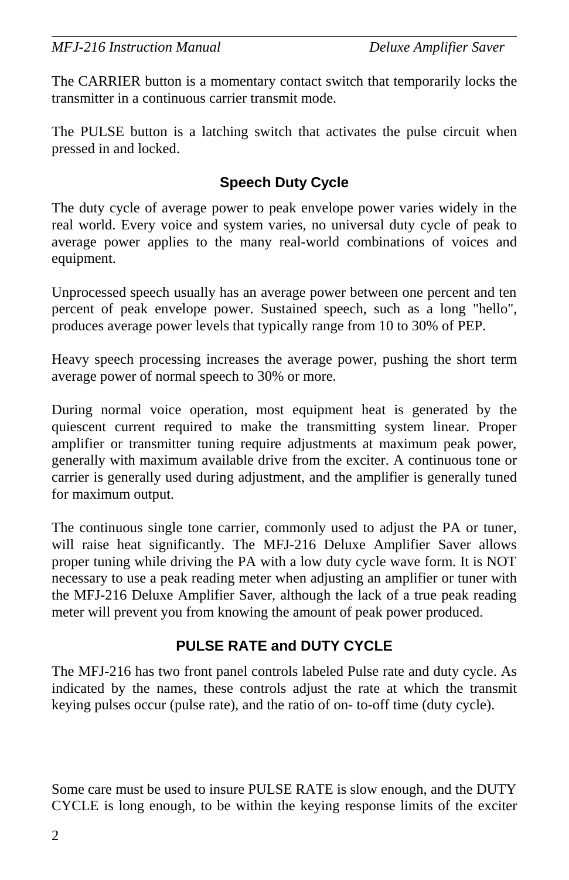The CARRIER button is a momentary contact switch that temporarily locks the transmitter in a continuous carrier transmit mode.

The PULSE button is a latching switch that activates the pulse circuit when pressed in and locked.

## Speech Duty Cycle

The duty cycle of average power to peak envelope power varies widely in the real world. Every voice and system varies, no universal duty cycle of peak to average power applies to the many real-world combinations of voices and equipment.

Unprocessed speech usually has an average power between one percent and ten percent of peak envelope power. Sustained speech, such as a long "hello", produces average power levels that typically range from 10 to 30% of PEP.

Heavy speech processing increases the average power, pushing the short term average power of normal speech to 30% or more.

During normal voice operation, most equipment heat is generated by the quiescent current required to make the transmitting system linear. Proper amplifier or transmitter tuning require adjustments at maximum peak power, generally with maximum available drive from the exciter. A continuous tone or carrier is generally used during adjustment, and the amplifier is generally tuned for maximum output.

The continuous single tone carrier, commonly used to adjust the PA or tuner, will raise heat significantly. The MFJ-216 Deluxe Amplifier Saver allows proper tuning while driving the PA with a low duty cycle wave form. It is NOT necessary to use a peak reading meter when adjusting an amplifier or tuner with the MFJ-216 Deluxe Amplifier Saver, although the lack of a true peak reading meter will prevent you from knowing the amount of peak power produced.

## PULSE RATE and DUTY CYCLE

The MFJ-216 has two front panel controls labeled Pulse rate and duty cycle. As indicated by the names, these controls adjust the rate at which the transmit keying pulses occur (pulse rate), and the ratio of on- to-off time (duty cycle).

Some care must be used to insure PULSE RATE is slow enough, and the DUTY CYCLE is long enough, to be within the keying response limits of the exciter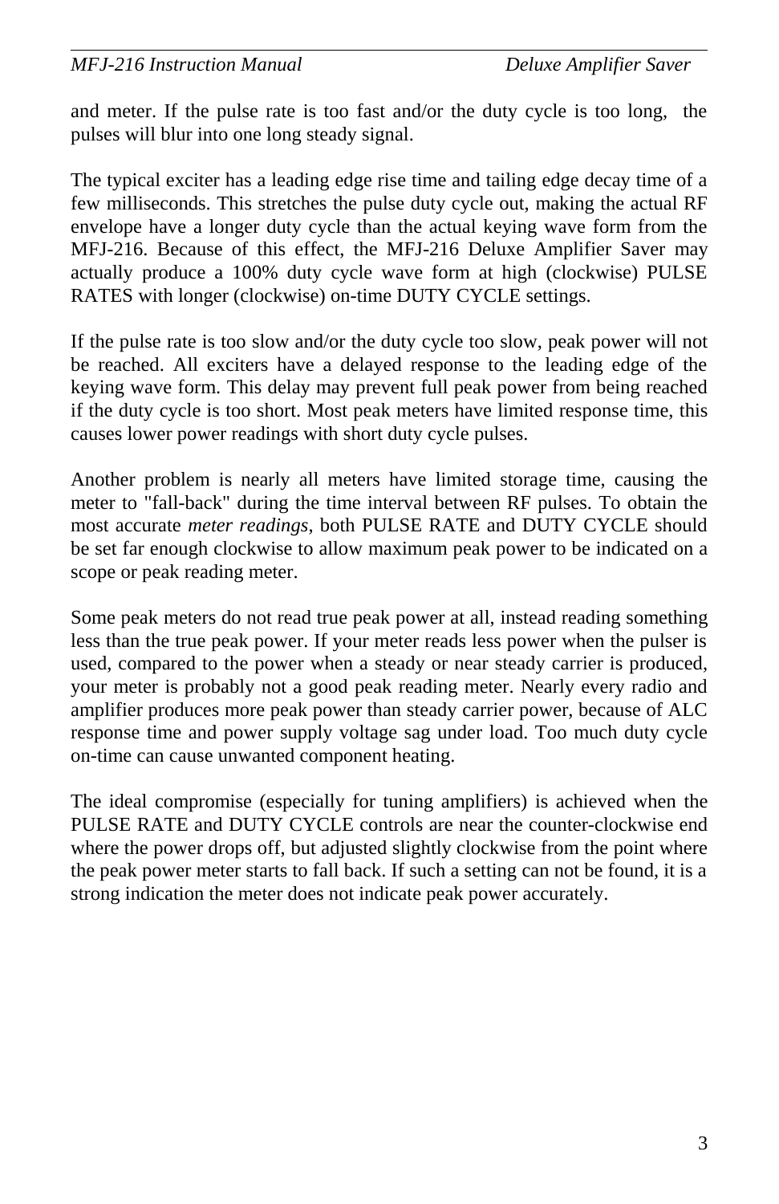and meter. If the pulse rate is too fast and/or the duty cycle is too long,  the pulses will blur into one long steady signal.

The typical exciter has a leading edge rise time and tailing edge decay time of a few milliseconds. This stretches the pulse duty cycle out, making the actual RF envelope have a longer duty cycle than the actual keying wave form from the MFJ-216. Because of this effect, the MFJ-216 Deluxe Amplifier Saver may actually produce a 100% duty cycle wave form at high (clockwise) PULSE RATES with longer (clockwise) on-time DUTY CYCLE settings.

If the pulse rate is too slow and/or the duty cycle too slow, peak power will not be reached. All exciters have a delayed response to the leading edge of the keying wave form. This delay may prevent full peak power from being reached if the duty cycle is too short. Most peak meters have limited response time, this causes lower power readings with short duty cycle pulses.

Another problem is nearly all meters have limited storage time, causing the meter to "fall-back" during the time interval between RF pulses. To obtain the most accurate *meter readings*, both PULSE RATE and DUTY CYCLE should be set far enough clockwise to allow maximum peak power to be indicated on a scope or peak reading meter.

Some peak meters do not read true peak power at all, instead reading something less than the true peak power. If your meter reads less power when the pulser is used, compared to the power when a steady or near steady carrier is produced, your meter is probably not a good peak reading meter. Nearly every radio and amplifier produces more peak power than steady carrier power, because of ALC response time and power supply voltage sag under load. Too much duty cycle on-time can cause unwanted component heating.

The ideal compromise (especially for tuning amplifiers) is achieved when the PULSE RATE and DUTY CYCLE controls are near the counter-clockwise end where the power drops off, but adjusted slightly clockwise from the point where the peak power meter starts to fall back. If such a setting can not be found, it is a strong indication the meter does not indicate peak power accurately.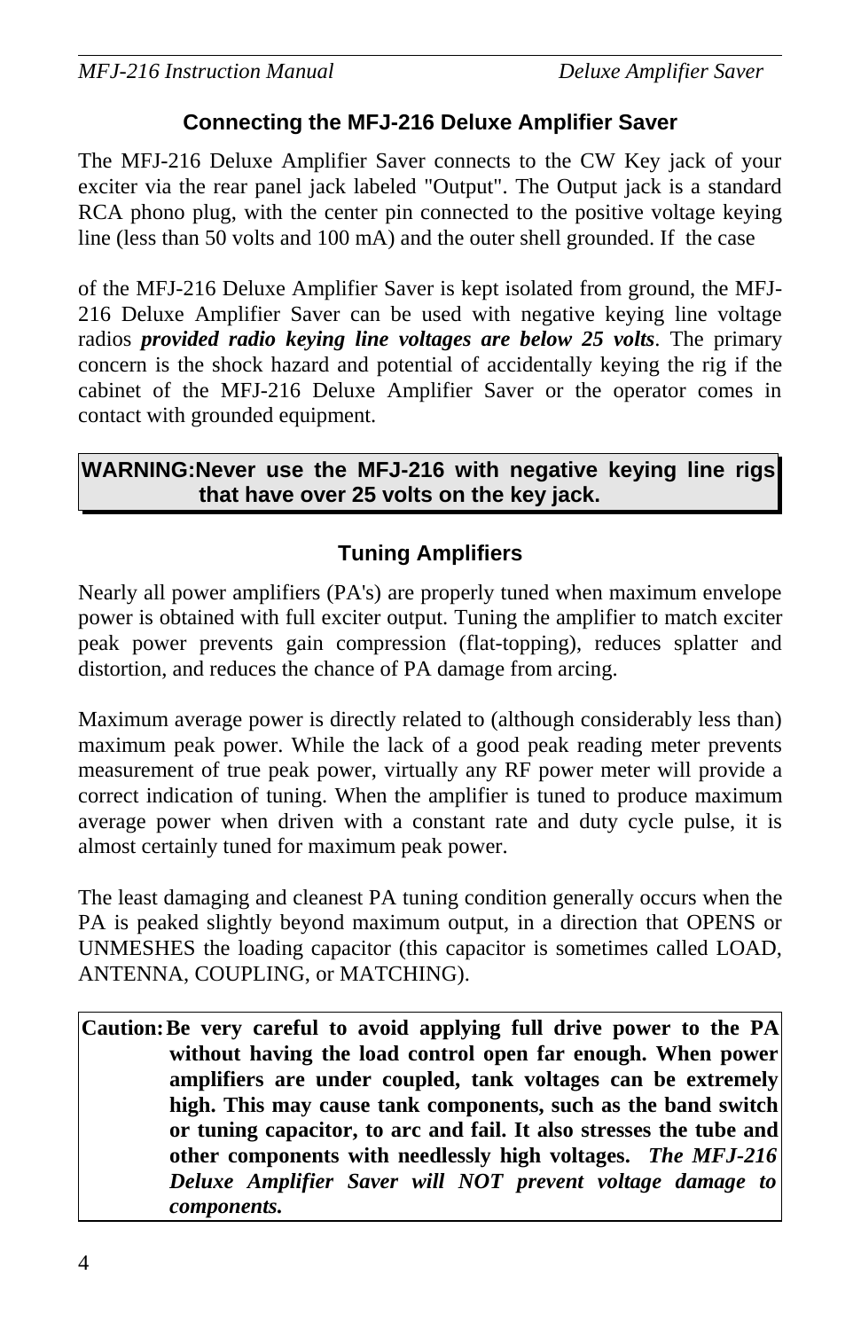## Connecting the MFJ-216 Deluxe Amplifier Saver

The MFJ-216 Deluxe Amplifier Saver connects to the CW Key jack of your exciter via the rear panel jack labeled "Output". The Output jack is a standard RCA phono plug, with the center pin connected to the positive voltage keying line (less than 50 volts and 100 mA) and the outer shell grounded. If the case

of the MFJ-216 Deluxe Amplifier Saver is kept isolated from ground, the MFJ-216 Deluxe Amplifier Saver can be used with negative keying line voltage radios ***provided radio keying line voltages are below 25 volts***. The primary concern is the shock hazard and potential of accidentally keying the rig if the cabinet of the MFJ-216 Deluxe Amplifier Saver or the operator comes in contact with grounded equipment.

**WARNING: Never use the MFJ-216 with negative keying line rigs that have over 25 volts on the key jack.**

## Tuning Amplifiers

Nearly all power amplifiers (PA's) are properly tuned when maximum envelope power is obtained with full exciter output. Tuning the amplifier to match exciter peak power prevents gain compression (flat-topping), reduces splatter and distortion, and reduces the chance of PA damage from arcing.

Maximum average power is directly related to (although considerably less than) maximum peak power. While the lack of a good peak reading meter prevents measurement of true peak power, virtually any RF power meter will provide a correct indication of tuning. When the amplifier is tuned to produce maximum average power when driven with a constant rate and duty cycle pulse, it is almost certainly tuned for maximum peak power.

The least damaging and cleanest PA tuning condition generally occurs when the PA is peaked slightly beyond maximum output, in a direction that OPENS or UNMESHES the loading capacitor (this capacitor is sometimes called LOAD, ANTENNA, COUPLING, or MATCHING).

**Caution: Be very careful to avoid applying full drive power to the PA without having the load control open far enough. When power amplifiers are under coupled, tank voltages can be extremely high. This may cause tank components, such as the band switch or tuning capacitor, to arc and fail. It also stresses the tube and other components with needlessly high voltages.** ***The MFJ-216 Deluxe Amplifier Saver will NOT prevent voltage damage to components.***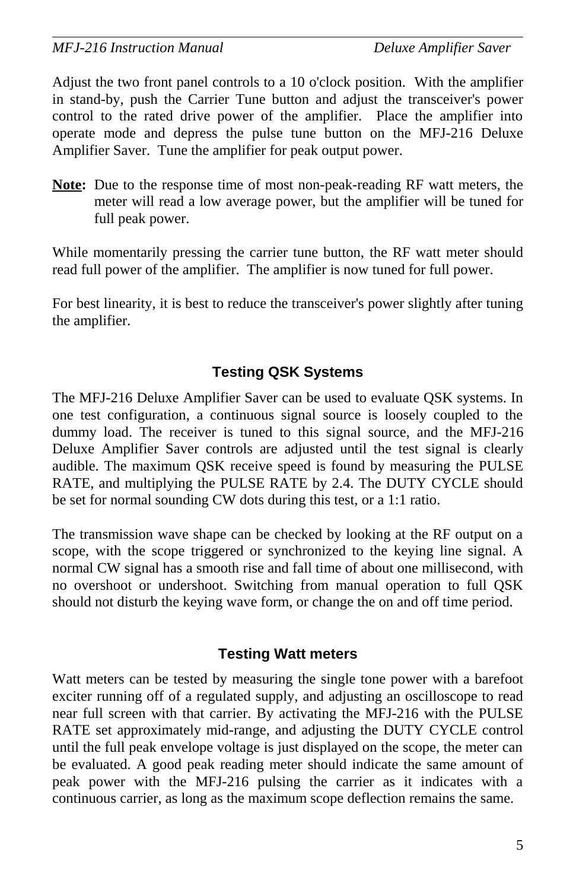Adjust the two front panel controls to a 10 o'clock position. With the amplifier in stand-by, push the Carrier Tune button and adjust the transceiver's power control to the rated drive power of the amplifier. Place the amplifier into operate mode and depress the pulse tune button on the MFJ-216 Deluxe Amplifier Saver. Tune the amplifier for peak output power.

**Note:** Due to the response time of most non-peak-reading RF watt meters, the meter will read a low average power, but the amplifier will be tuned for full peak power.

While momentarily pressing the carrier tune button, the RF watt meter should read full power of the amplifier. The amplifier is now tuned for full power.

For best linearity, it is best to reduce the transceiver's power slightly after tuning the amplifier.

## Testing QSK Systems

The MFJ-216 Deluxe Amplifier Saver can be used to evaluate QSK systems. In one test configuration, a continuous signal source is loosely coupled to the dummy load. The receiver is tuned to this signal source, and the MFJ-216 Deluxe Amplifier Saver controls are adjusted until the test signal is clearly audible. The maximum QSK receive speed is found by measuring the PULSE RATE, and multiplying the PULSE RATE by 2.4. The DUTY CYCLE should be set for normal sounding CW dots during this test, or a 1:1 ratio.

The transmission wave shape can be checked by looking at the RF output on a scope, with the scope triggered or synchronized to the keying line signal. A normal CW signal has a smooth rise and fall time of about one millisecond, with no overshoot or undershoot. Switching from manual operation to full QSK should not disturb the keying wave form, or change the on and off time period.

## Testing Watt meters

Watt meters can be tested by measuring the single tone power with a barefoot exciter running off of a regulated supply, and adjusting an oscilloscope to read near full screen with that carrier. By activating the MFJ-216 with the PULSE RATE set approximately mid-range, and adjusting the DUTY CYCLE control until the full peak envelope voltage is just displayed on the scope, the meter can be evaluated. A good peak reading meter should indicate the same amount of peak power with the MFJ-216 pulsing the carrier as it indicates with a continuous carrier, as long as the maximum scope deflection remains the same.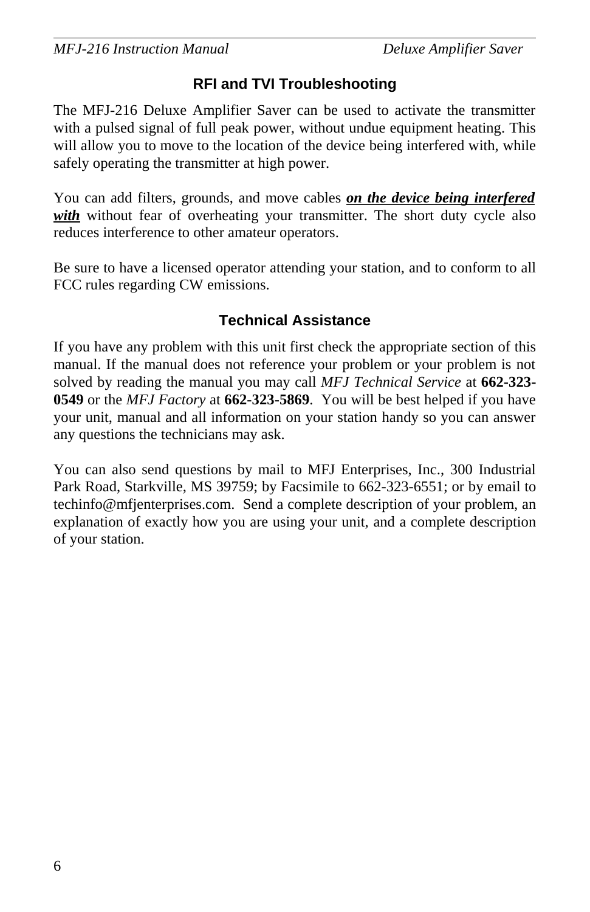## RFI and TVI Troubleshooting

The MFJ-216 Deluxe Amplifier Saver can be used to activate the transmitter with a pulsed signal of full peak power, without undue equipment heating. This will allow you to move to the location of the device being interfered with, while safely operating the transmitter at high power.

You can add filters, grounds, and move cables ***on the device being interfered with*** without fear of overheating your transmitter. The short duty cycle also reduces interference to other amateur operators.

Be sure to have a licensed operator attending your station, and to conform to all FCC rules regarding CW emissions.

## Technical Assistance

If you have any problem with this unit first check the appropriate section of this manual. If the manual does not reference your problem or your problem is not solved by reading the manual you may call *MFJ Technical Service* at **662-323-0549** or the *MFJ Factory* at **662-323-5869**. You will be best helped if you have your unit, manual and all information on your station handy so you can answer any questions the technicians may ask.

You can also send questions by mail to MFJ Enterprises, Inc., 300 Industrial Park Road, Starkville, MS 39759; by Facsimile to 662-323-6551; or by email to techinfo@mfjenterprises.com. Send a complete description of your problem, an explanation of exactly how you are using your unit, and a complete description of your station.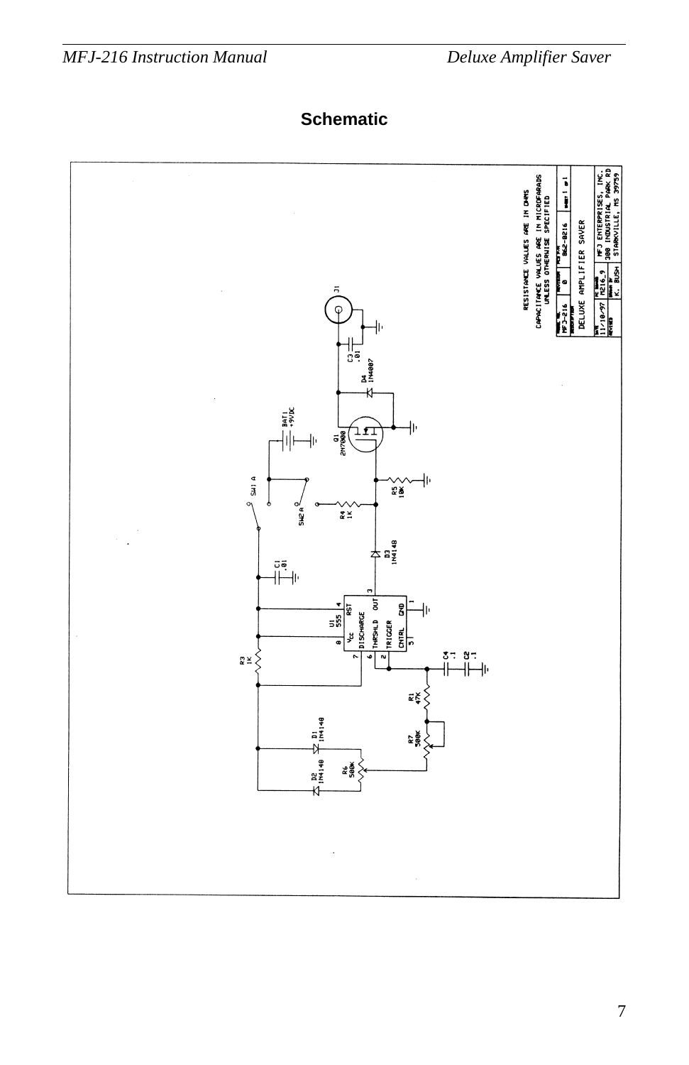## Schematic

RESISTANCE VALUES ARE IN OHMS
CAPACITANCE VALUES ARE IN MICROFARADS UNLESS OTHERWISE SPECIFIED

| | | | |
|---|---|---|---|
| MFJ-216 | 0 | 862-0216 | 1 of 1 |
| DELUXE AMPLIFIER SAVER | | | |
| 11/10/97 | M216_9 | MFJ ENTERPRISES, INC. 300 INDUSTRIAL PARK RD STARKVILLE, MS 39759 | |
| | K. BUSH | | |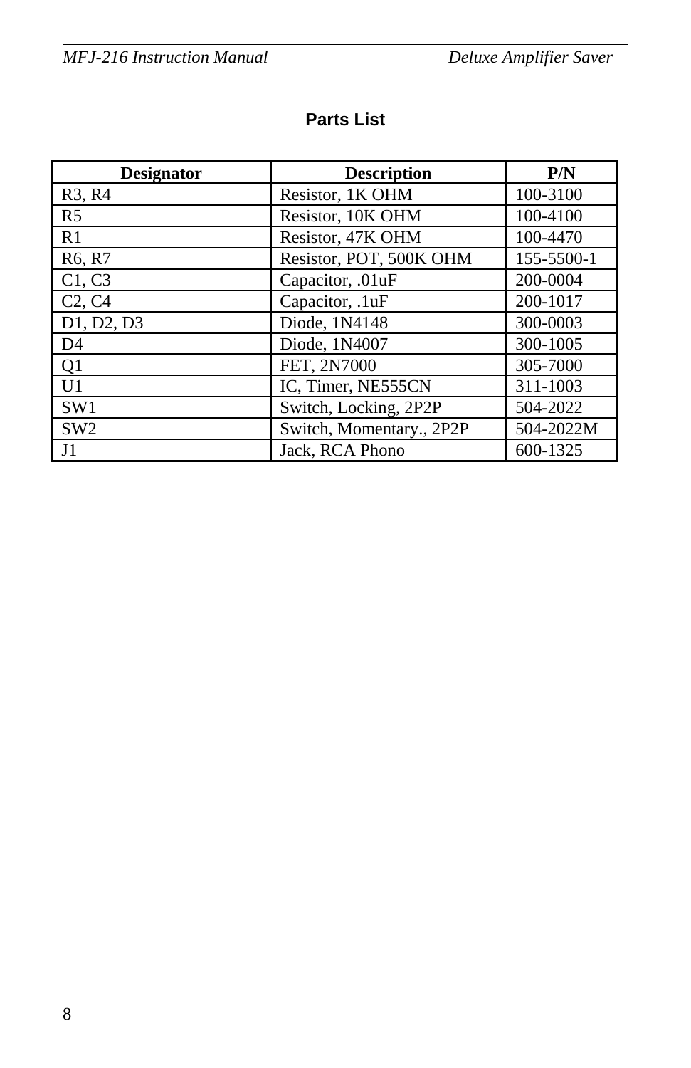## Parts List

| Designator | Description | P/N |
|---|---|---|
| R3, R4 | Resistor, 1K OHM | 100-3100 |
| R5 | Resistor, 10K OHM | 100-4100 |
| R1 | Resistor, 47K OHM | 100-4470 |
| R6, R7 | Resistor, POT, 500K OHM | 155-5500-1 |
| C1, C3 | Capacitor, .01uF | 200-0004 |
| C2, C4 | Capacitor, .1uF | 200-1017 |
| D1, D2, D3 | Diode, 1N4148 | 300-0003 |
| D4 | Diode, 1N4007 | 300-1005 |
| Q1 | FET, 2N7000 | 305-7000 |
| U1 | IC, Timer, NE555CN | 311-1003 |
| SW1 | Switch, Locking, 2P2P | 504-2022 |
| SW2 | Switch, Momentary., 2P2P | 504-2022M |
| J1 | Jack, RCA Phono | 600-1325 |